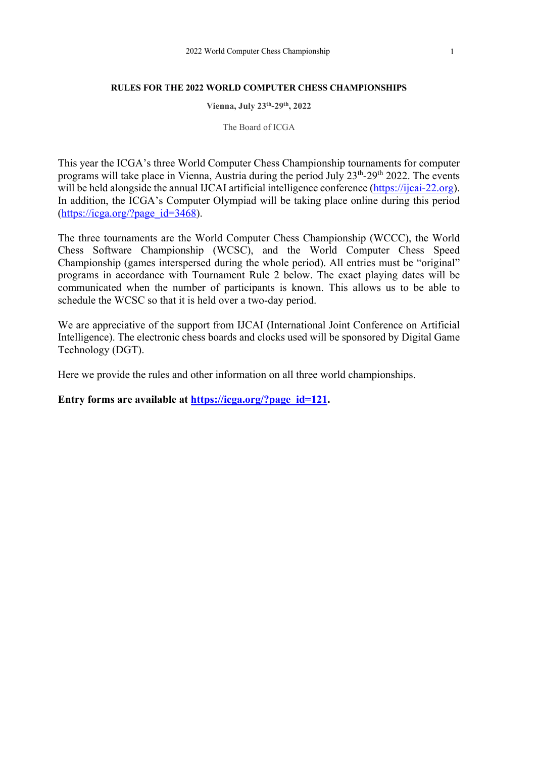# RULES FOR THE 2022 WORLD COMPUTER CHESS CHAMPIONSHIPS

**Vienna, July 23th-29th, 2022**

The Board of ICGA

This year the ICGA's three World Computer Chess Championship tournaments for computer programs will take place in Vienna, Austria during the period July 23th-29th 2022. The events will be held alongside the annual IJCAI artificial intelligence conference (https://ijcai-22.org). In addition, the ICGA's Computer Olympiad will be taking place online during this period (https://icga.org/?page_id=3468).

The three tournaments are the World Computer Chess Championship (WCCC), the World Chess Software Championship (WCSC), and the World Computer Chess Speed Championship (games interspersed during the whole period). All entries must be "original" programs in accordance with Tournament Rule 2 below. The exact playing dates will be communicated when the number of participants is known. This allows us to be able to schedule the WCSC so that it is held over a two-day period.

We are appreciative of the support from IJCAI (International Joint Conference on Artificial Intelligence). The electronic chess boards and clocks used will be sponsored by Digital Game Technology (DGT).

Here we provide the rules and other information on all three world championships.

**Entry forms are available at https://icga.org/?page_id=121.**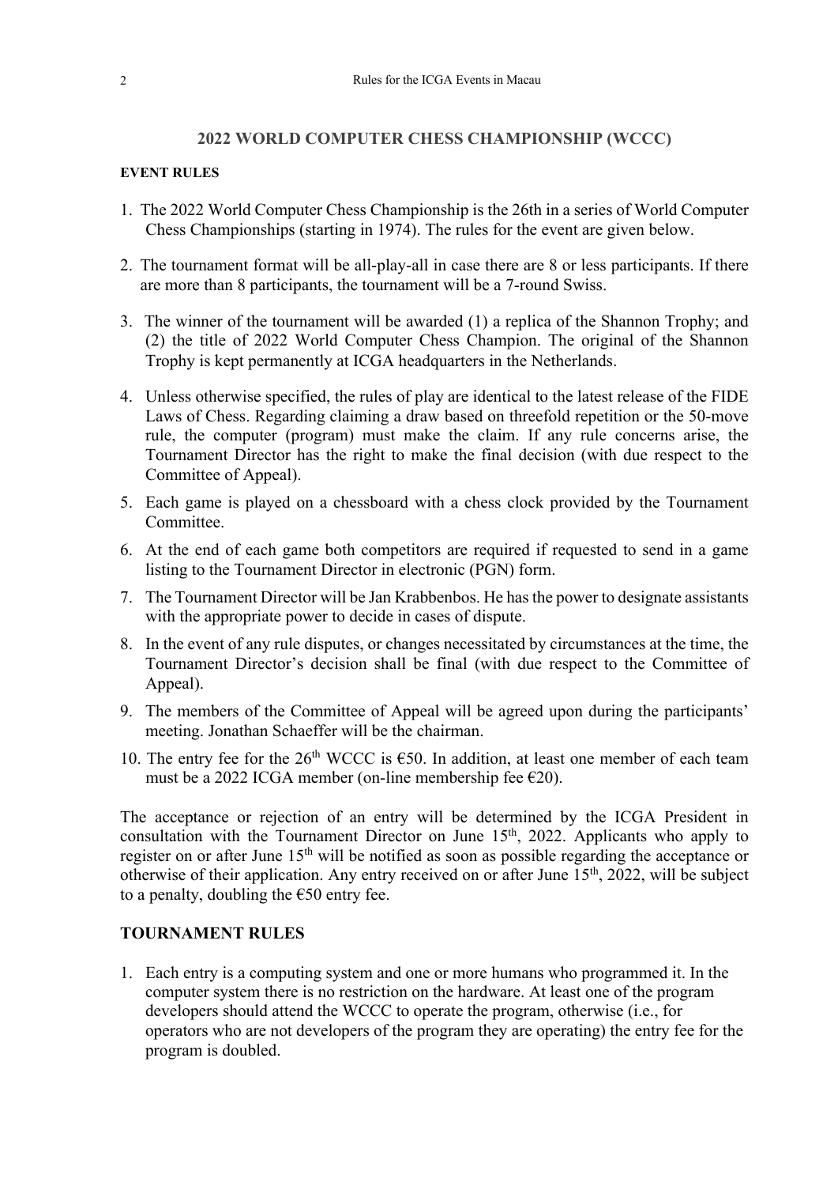## 2022 WORLD COMPUTER CHESS CHAMPIONSHIP (WCCC)

### EVENT RULES

1. The 2022 World Computer Chess Championship is the 26th in a series of World Computer Chess Championships (starting in 1974). The rules for the event are given below.
2. The tournament format will be all-play-all in case there are 8 or less participants. If there are more than 8 participants, the tournament will be a 7-round Swiss.
3. The winner of the tournament will be awarded (1) a replica of the Shannon Trophy; and (2) the title of 2022 World Computer Chess Champion. The original of the Shannon Trophy is kept permanently at ICGA headquarters in the Netherlands.
4. Unless otherwise specified, the rules of play are identical to the latest release of the FIDE Laws of Chess. Regarding claiming a draw based on threefold repetition or the 50-move rule, the computer (program) must make the claim. If any rule concerns arise, the Tournament Director has the right to make the final decision (with due respect to the Committee of Appeal).
5. Each game is played on a chessboard with a chess clock provided by the Tournament Committee.
6. At the end of each game both competitors are required if requested to send in a game listing to the Tournament Director in electronic (PGN) form.
7. The Tournament Director will be Jan Krabbenbos. He has the power to designate assistants with the appropriate power to decide in cases of dispute.
8. In the event of any rule disputes, or changes necessitated by circumstances at the time, the Tournament Director's decision shall be final (with due respect to the Committee of Appeal).
9. The members of the Committee of Appeal will be agreed upon during the participants' meeting. Jonathan Schaeffer will be the chairman.
10. The entry fee for the 26th WCCC is €50. In addition, at least one member of each team must be a 2022 ICGA member (on-line membership fee €20).

The acceptance or rejection of an entry will be determined by the ICGA President in consultation with the Tournament Director on June 15th, 2022. Applicants who apply to register on or after June 15th will be notified as soon as possible regarding the acceptance or otherwise of their application. Any entry received on or after June 15th, 2022, will be subject to a penalty, doubling the €50 entry fee.

### TOURNAMENT RULES

1. Each entry is a computing system and one or more humans who programmed it. In the computer system there is no restriction on the hardware. At least one of the program developers should attend the WCCC to operate the program, otherwise (i.e., for operators who are not developers of the program they are operating) the entry fee for the program is doubled.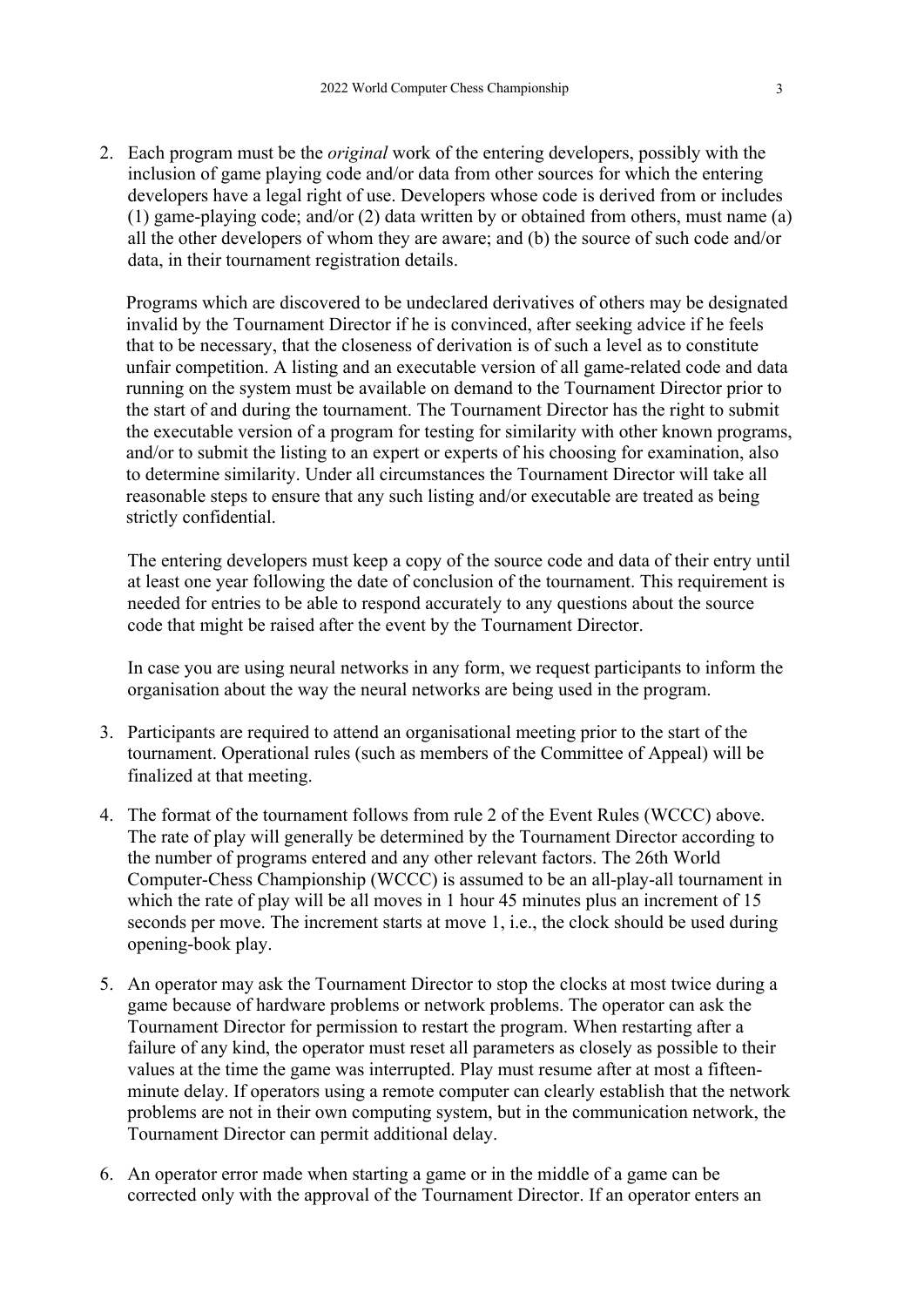2. Each program must be the *original* work of the entering developers, possibly with the inclusion of game playing code and/or data from other sources for which the entering developers have a legal right of use. Developers whose code is derived from or includes (1) game-playing code; and/or (2) data written by or obtained from others, must name (a) all the other developers of whom they are aware; and (b) the source of such code and/or data, in their tournament registration details.

   Programs which are discovered to be undeclared derivatives of others may be designated invalid by the Tournament Director if he is convinced, after seeking advice if he feels that to be necessary, that the closeness of derivation is of such a level as to constitute unfair competition. A listing and an executable version of all game-related code and data running on the system must be available on demand to the Tournament Director prior to the start of and during the tournament. The Tournament Director has the right to submit the executable version of a program for testing for similarity with other known programs, and/or to submit the listing to an expert or experts of his choosing for examination, also to determine similarity. Under all circumstances the Tournament Director will take all reasonable steps to ensure that any such listing and/or executable are treated as being strictly confidential.

   The entering developers must keep a copy of the source code and data of their entry until at least one year following the date of conclusion of the tournament. This requirement is needed for entries to be able to respond accurately to any questions about the source code that might be raised after the event by the Tournament Director.

   In case you are using neural networks in any form, we request participants to inform the organisation about the way the neural networks are being used in the program.

3. Participants are required to attend an organisational meeting prior to the start of the tournament. Operational rules (such as members of the Committee of Appeal) will be finalized at that meeting.

4. The format of the tournament follows from rule 2 of the Event Rules (WCCC) above. The rate of play will generally be determined by the Tournament Director according to the number of programs entered and any other relevant factors. The 26th World Computer-Chess Championship (WCCC) is assumed to be an all-play-all tournament in which the rate of play will be all moves in 1 hour 45 minutes plus an increment of 15 seconds per move. The increment starts at move 1, i.e., the clock should be used during opening-book play.

5. An operator may ask the Tournament Director to stop the clocks at most twice during a game because of hardware problems or network problems. The operator can ask the Tournament Director for permission to restart the program. When restarting after a failure of any kind, the operator must reset all parameters as closely as possible to their values at the time the game was interrupted. Play must resume after at most a fifteen-minute delay. If operators using a remote computer can clearly establish that the network problems are not in their own computing system, but in the communication network, the Tournament Director can permit additional delay.

6. An operator error made when starting a game or in the middle of a game can be corrected only with the approval of the Tournament Director. If an operator enters an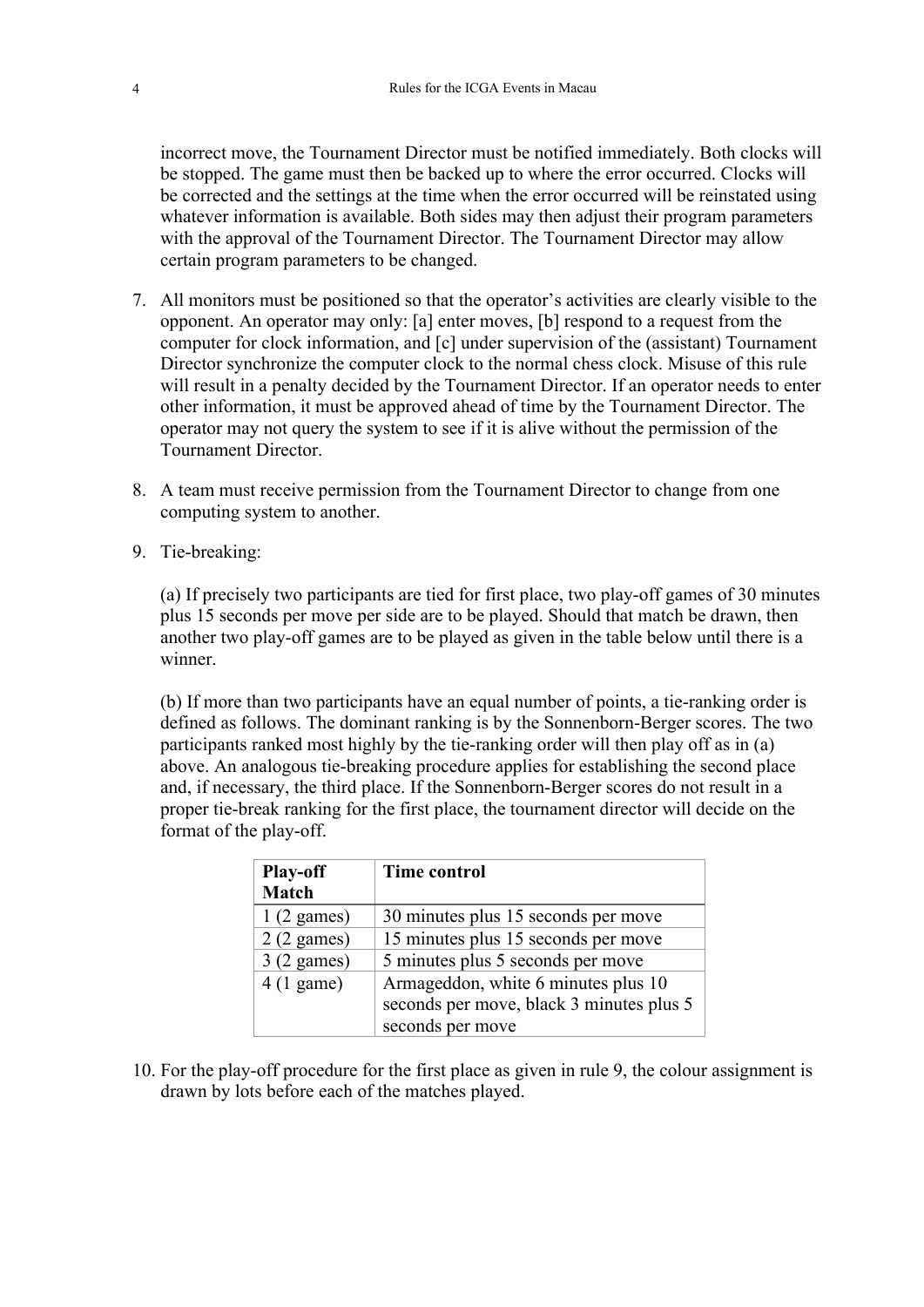incorrect move, the Tournament Director must be notified immediately. Both clocks will be stopped. The game must then be backed up to where the error occurred. Clocks will be corrected and the settings at the time when the error occurred will be reinstated using whatever information is available. Both sides may then adjust their program parameters with the approval of the Tournament Director. The Tournament Director may allow certain program parameters to be changed.

7. All monitors must be positioned so that the operator's activities are clearly visible to the opponent. An operator may only: [a] enter moves, [b] respond to a request from the computer for clock information, and [c] under supervision of the (assistant) Tournament Director synchronize the computer clock to the normal chess clock. Misuse of this rule will result in a penalty decided by the Tournament Director. If an operator needs to enter other information, it must be approved ahead of time by the Tournament Director. The operator may not query the system to see if it is alive without the permission of the Tournament Director.

8. A team must receive permission from the Tournament Director to change from one computing system to another.

9. Tie-breaking:

   (a) If precisely two participants are tied for first place, two play-off games of 30 minutes plus 15 seconds per move per side are to be played. Should that match be drawn, then another two play-off games are to be played as given in the table below until there is a winner.

   (b) If more than two participants have an equal number of points, a tie-ranking order is defined as follows. The dominant ranking is by the Sonnenborn-Berger scores. The two participants ranked most highly by the tie-ranking order will then play off as in (a) above. An analogous tie-breaking procedure applies for establishing the second place and, if necessary, the third place. If the Sonnenborn-Berger scores do not result in a proper tie-break ranking for the first place, the tournament director will decide on the format of the play-off.

| Play-off Match | Time control |
|---|---|
| 1 (2 games) | 30 minutes plus 15 seconds per move |
| 2 (2 games) | 15 minutes plus 15 seconds per move |
| 3 (2 games) | 5 minutes plus 5 seconds per move |
| 4 (1 game) | Armageddon, white 6 minutes plus 10 seconds per move, black 3 minutes plus 5 seconds per move |

10. For the play-off procedure for the first place as given in rule 9, the colour assignment is drawn by lots before each of the matches played.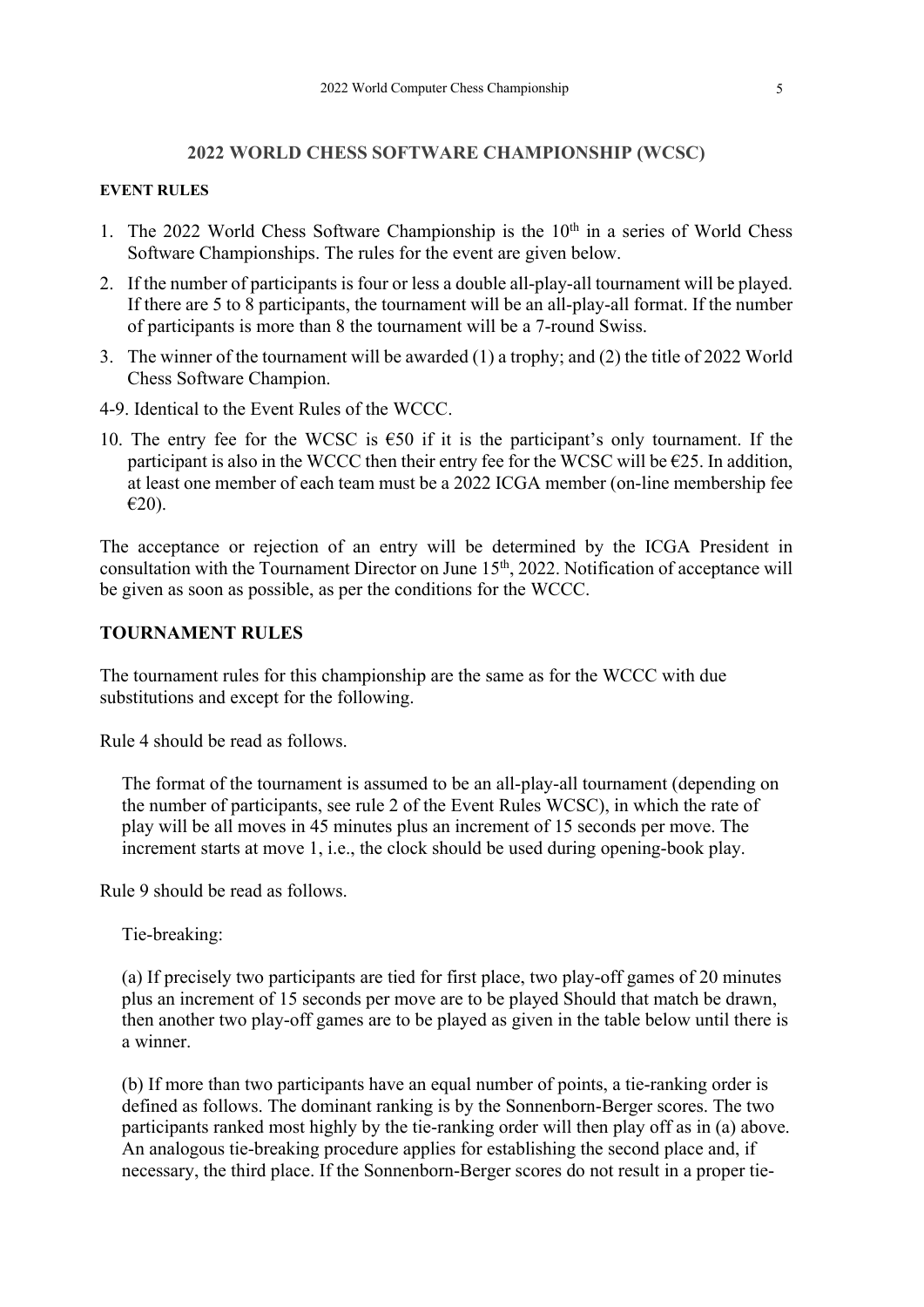## 2022 WORLD CHESS SOFTWARE CHAMPIONSHIP (WCSC)

### EVENT RULES

1. The 2022 World Chess Software Championship is the 10th in a series of World Chess Software Championships. The rules for the event are given below.
2. If the number of participants is four or less a double all-play-all tournament will be played. If there are 5 to 8 participants, the tournament will be an all-play-all format. If the number of participants is more than 8 the tournament will be a 7-round Swiss.
3. The winner of the tournament will be awarded (1) a trophy; and (2) the title of 2022 World Chess Software Champion.

4-9. Identical to the Event Rules of the WCCC.

10. The entry fee for the WCSC is €50 if it is the participant's only tournament. If the participant is also in the WCCC then their entry fee for the WCSC will be €25. In addition, at least one member of each team must be a 2022 ICGA member (on-line membership fee €20).

The acceptance or rejection of an entry will be determined by the ICGA President in consultation with the Tournament Director on June 15th, 2022. Notification of acceptance will be given as soon as possible, as per the conditions for the WCCC.

### TOURNAMENT RULES

The tournament rules for this championship are the same as for the WCCC with due substitutions and except for the following.

Rule 4 should be read as follows.

> The format of the tournament is assumed to be an all-play-all tournament (depending on the number of participants, see rule 2 of the Event Rules WCSC), in which the rate of play will be all moves in 45 minutes plus an increment of 15 seconds per move. The increment starts at move 1, i.e., the clock should be used during opening-book play.

Rule 9 should be read as follows.

> Tie-breaking:
>
> (a) If precisely two participants are tied for first place, two play-off games of 20 minutes plus an increment of 15 seconds per move are to be played Should that match be drawn, then another two play-off games are to be played as given in the table below until there is a winner.
>
> (b) If more than two participants have an equal number of points, a tie-ranking order is defined as follows. The dominant ranking is by the Sonnenborn-Berger scores. The two participants ranked most highly by the tie-ranking order will then play off as in (a) above. An analogous tie-breaking procedure applies for establishing the second place and, if necessary, the third place. If the Sonnenborn-Berger scores do not result in a proper tie-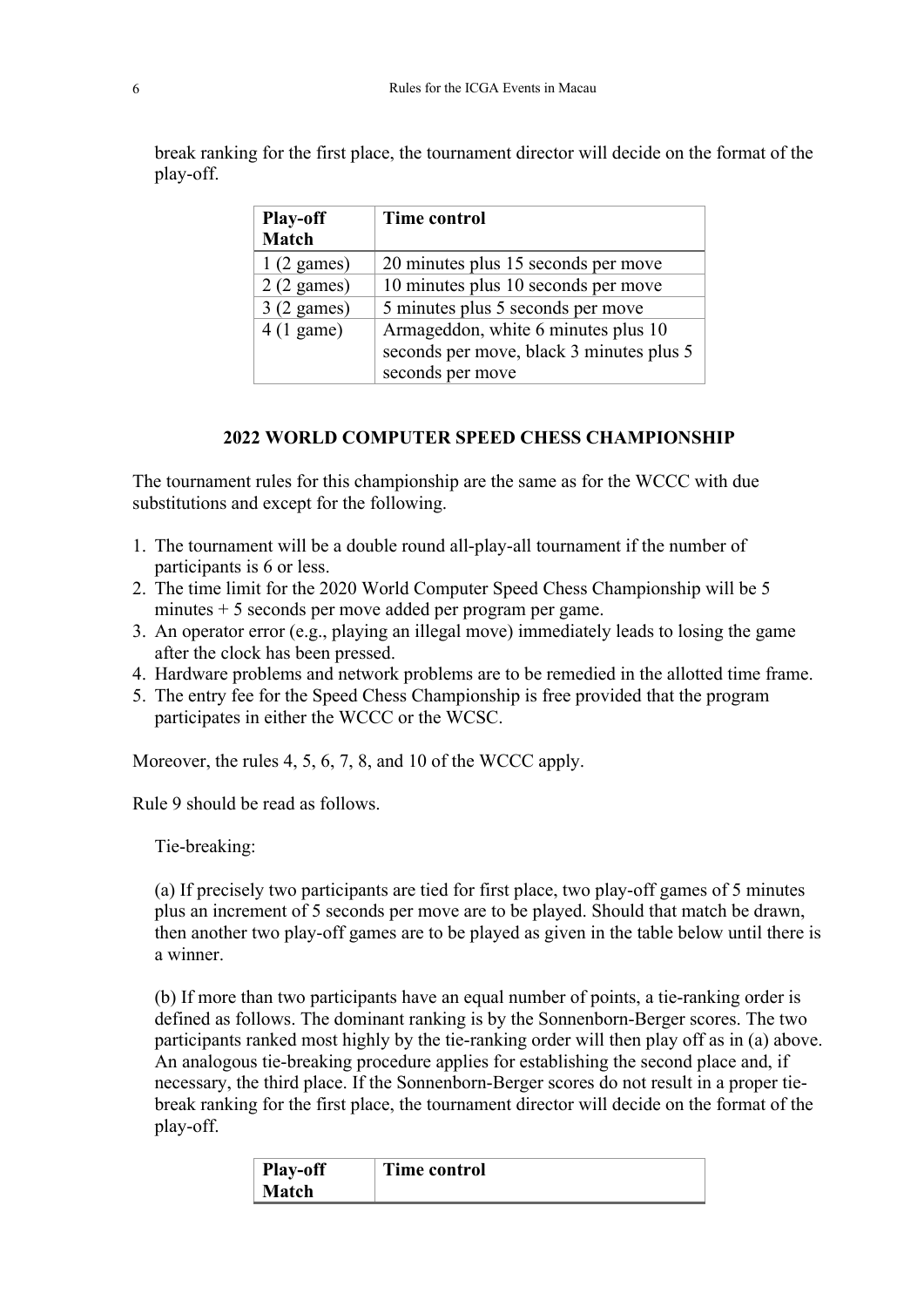break ranking for the first place, the tournament director will decide on the format of the play-off.

| Play-off Match | Time control |
|---|---|
| 1 (2 games) | 20 minutes plus 15 seconds per move |
| 2 (2 games) | 10 minutes plus 10 seconds per move |
| 3 (2 games) | 5 minutes plus 5 seconds per move |
| 4 (1 game) | Armageddon, white 6 minutes plus 10 seconds per move, black 3 minutes plus 5 seconds per move |

## 2022 WORLD COMPUTER SPEED CHESS CHAMPIONSHIP

The tournament rules for this championship are the same as for the WCCC with due substitutions and except for the following.

1. The tournament will be a double round all-play-all tournament if the number of participants is 6 or less.
2. The time limit for the 2020 World Computer Speed Chess Championship will be 5 minutes + 5 seconds per move added per program per game.
3. An operator error (e.g., playing an illegal move) immediately leads to losing the game after the clock has been pressed.
4. Hardware problems and network problems are to be remedied in the allotted time frame.
5. The entry fee for the Speed Chess Championship is free provided that the program participates in either the WCCC or the WCSC.

Moreover, the rules 4, 5, 6, 7, 8, and 10 of the WCCC apply.

Rule 9 should be read as follows.

Tie-breaking:

(a) If precisely two participants are tied for first place, two play-off games of 5 minutes plus an increment of 5 seconds per move are to be played. Should that match be drawn, then another two play-off games are to be played as given in the table below until there is a winner.

(b) If more than two participants have an equal number of points, a tie-ranking order is defined as follows. The dominant ranking is by the Sonnenborn-Berger scores. The two participants ranked most highly by the tie-ranking order will then play off as in (a) above. An analogous tie-breaking procedure applies for establishing the second place and, if necessary, the third place. If the Sonnenborn-Berger scores do not result in a proper tie-break ranking for the first place, the tournament director will decide on the format of the play-off.

| Play-off Match | Time control |
|---|---|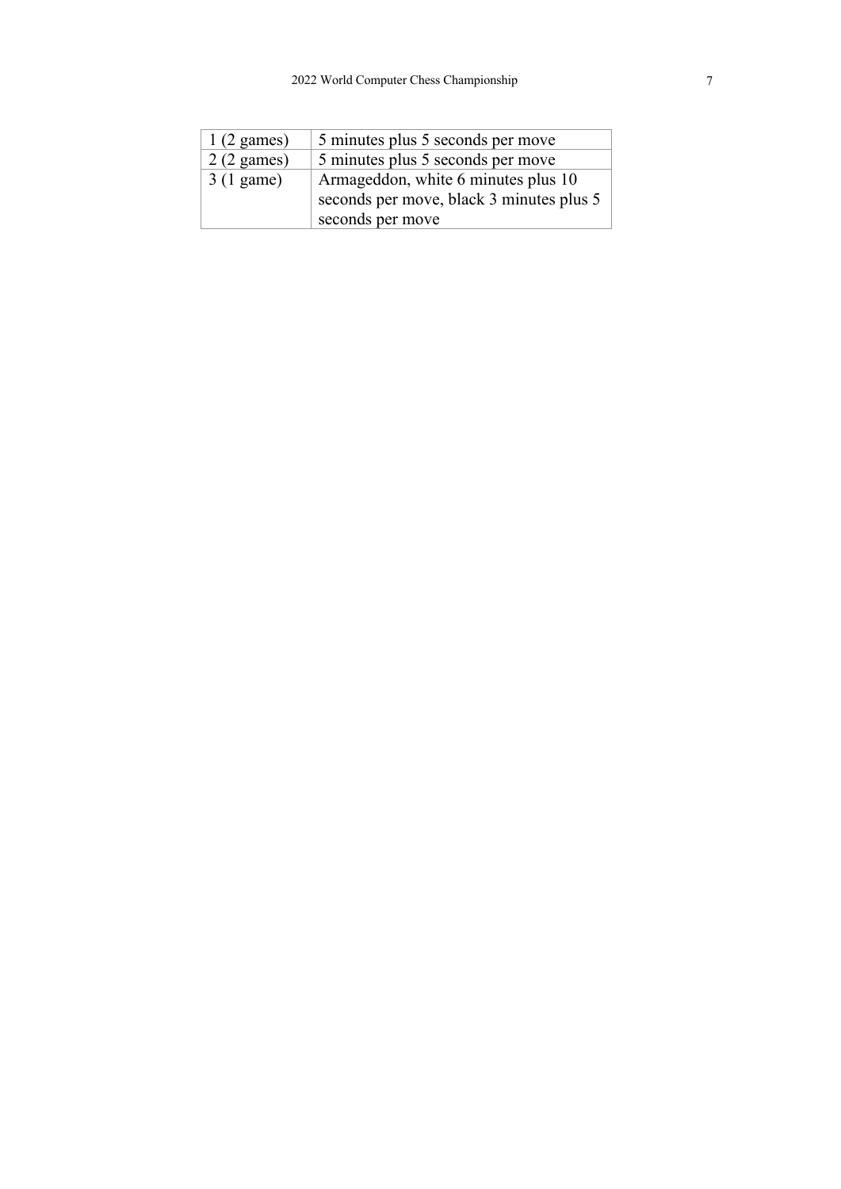| | |
|---|---|
| 1 (2 games) | 5 minutes plus 5 seconds per move |
| 2 (2 games) | 5 minutes plus 5 seconds per move |
| 3 (1 game) | Armageddon, white 6 minutes plus 10 seconds per move, black 3 minutes plus 5 seconds per move |